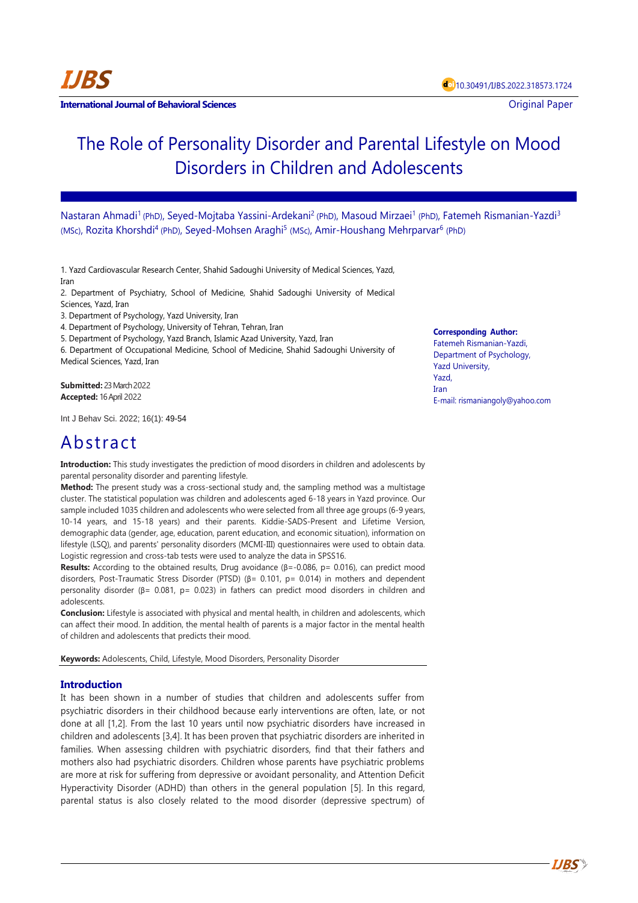International Journal of Behavioral Sciences

10.30491/IJBS.2022.318573.1724

Original Paper

# The Role of Personality Disorder and Parental Lifestyle on Mood Disorders in Children and Adolescents

Nastaran Ahmadi[1] (PhD), Seyed-Mojtaba Yassini-Ardekani[2] (PhD), Masoud Mirzaei[1] (PhD), Fatemeh Rismanian-Yazdi[3] (MSc), Rozita Khorshdi[4] (PhD), Seyed-Mohsen Araghi[5] (MSc), Amir-Houshang Mehrparvar[6] (PhD)

1. Yazd Cardiovascular Research Center, Shahid Sadoughi University of Medical Sciences, Yazd, Iran
2. Department of Psychiatry, School of Medicine, Shahid Sadoughi University of Medical Sciences, Yazd, Iran
3. Department of Psychology, Yazd University, Iran
4. Department of Psychology, University of Tehran, Tehran, Iran
5. Department of Psychology, Yazd Branch, Islamic Azad University, Yazd, Iran
6. Department of Occupational Medicine, School of Medicine, Shahid Sadoughi University of Medical Sciences, Yazd, Iran

**Submitted:** 23 March 2022
**Accepted:** 16 April 2022

**Corresponding Author:**
Fatemeh Rismanian-Yazdi,
Department of Psychology,
Yazd University,
Yazd,
Iran
E-mail: rismaniangoly@yahoo.com

Int J Behav Sci. 2022; 16(1): 49-54

## Abstract

**Introduction:** This study investigates the prediction of mood disorders in children and adolescents by parental personality disorder and parenting lifestyle.

**Method:** The present study was a cross-sectional study and, the sampling method was a multistage cluster. The statistical population was children and adolescents aged 6-18 years in Yazd province. Our sample included 1035 children and adolescents who were selected from all three age groups (6-9 years, 10-14 years, and 15-18 years) and their parents. Kiddie-SADS-Present and Lifetime Version, demographic data (gender, age, education, parent education, and economic situation), information on lifestyle (LSQ), and parents' personality disorders (MCMI-III) questionnaires were used to obtain data. Logistic regression and cross-tab tests were used to analyze the data in SPSS16.

**Results:** According to the obtained results, Drug avoidance (β=-0.086, p= 0.016), can predict mood disorders, Post-Traumatic Stress Disorder (PTSD) (β= 0.101, p= 0.014) in mothers and dependent personality disorder (β= 0.081, p= 0.023) in fathers can predict mood disorders in children and adolescents.

**Conclusion:** Lifestyle is associated with physical and mental health, in children and adolescents, which can affect their mood. In addition, the mental health of parents is a major factor in the mental health of children and adolescents that predicts their mood.

**Keywords:** Adolescents, Child, Lifestyle, Mood Disorders, Personality Disorder

## Introduction

It has been shown in a number of studies that children and adolescents suffer from psychiatric disorders in their childhood because early interventions are often, late, or not done at all [1,2]. From the last 10 years until now psychiatric disorders have increased in children and adolescents [3,4]. It has been proven that psychiatric disorders are inherited in families. When assessing children with psychiatric disorders, find that their fathers and mothers also had psychiatric disorders. Children whose parents have psychiatric problems are more at risk for suffering from depressive or avoidant personality, and Attention Deficit Hyperactivity Disorder (ADHD) than others in the general population [5]. In this regard, parental status is also closely related to the mood disorder (depressive spectrum) of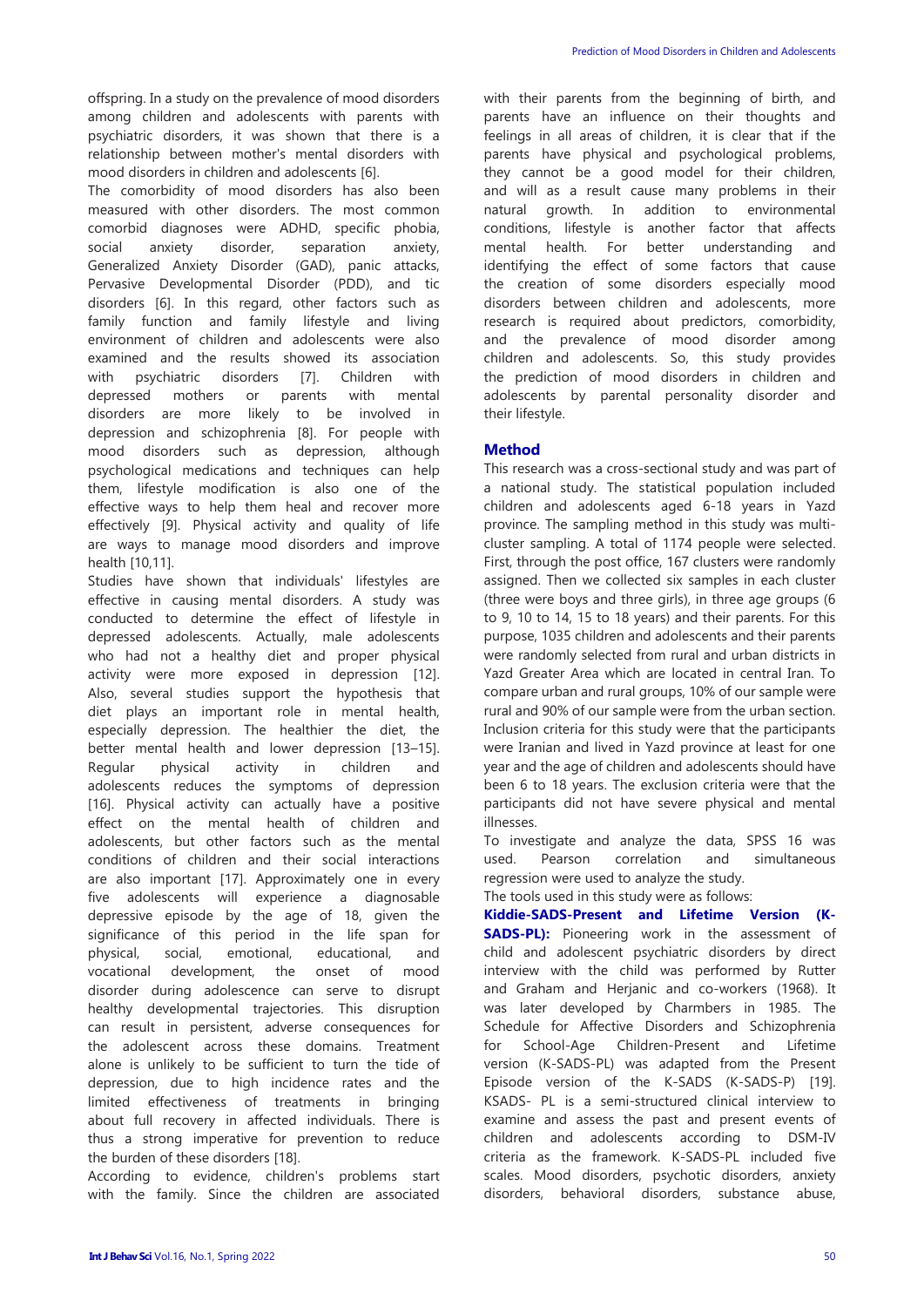offspring. In a study on the prevalence of mood disorders among children and adolescents with parents with psychiatric disorders, it was shown that there is a relationship between mother's mental disorders with mood disorders in children and adolescents [6].

The comorbidity of mood disorders has also been measured with other disorders. The most common comorbid diagnoses were ADHD, specific phobia, social anxiety disorder, separation anxiety, Generalized Anxiety Disorder (GAD), panic attacks, Pervasive Developmental Disorder (PDD), and tic disorders [6]. In this regard, other factors such as family function and family lifestyle and living environment of children and adolescents were also examined and the results showed its association with psychiatric disorders [7]. Children with depressed mothers or parents with mental disorders are more likely to be involved in depression and schizophrenia [8]. For people with mood disorders such as depression, although psychological medications and techniques can help them, lifestyle modification is also one of the effective ways to help them heal and recover more effectively [9]. Physical activity and quality of life are ways to manage mood disorders and improve health [10,11].

Studies have shown that individuals' lifestyles are effective in causing mental disorders. A study was conducted to determine the effect of lifestyle in depressed adolescents. Actually, male adolescents who had not a healthy diet and proper physical activity were more exposed in depression [12]. Also, several studies support the hypothesis that diet plays an important role in mental health, especially depression. The healthier the diet, the better mental health and lower depression [13–15]. Regular physical activity in children and adolescents reduces the symptoms of depression [16]. Physical activity can actually have a positive effect on the mental health of children and adolescents, but other factors such as the mental conditions of children and their social interactions are also important [17]. Approximately one in every five adolescents will experience a diagnosable depressive episode by the age of 18, given the significance of this period in the life span for physical, social, emotional, educational, and vocational development, the onset of mood disorder during adolescence can serve to disrupt healthy developmental trajectories. This disruption can result in persistent, adverse consequences for the adolescent across these domains. Treatment alone is unlikely to be sufficient to turn the tide of depression, due to high incidence rates and the limited effectiveness of treatments in bringing about full recovery in affected individuals. There is thus a strong imperative for prevention to reduce the burden of these disorders [18].

According to evidence, children's problems start with the family. Since the children are associated with their parents from the beginning of birth, and parents have an influence on their thoughts and feelings in all areas of children, it is clear that if the parents have physical and psychological problems, they cannot be a good model for their children, and will as a result cause many problems in their natural growth. In addition to environmental conditions, lifestyle is another factor that affects mental health. For better understanding and identifying the effect of some factors that cause the creation of some disorders especially mood disorders between children and adolescents, more research is required about predictors, comorbidity, and the prevalence of mood disorder among children and adolescents. So, this study provides the prediction of mood disorders in children and adolescents by parental personality disorder and their lifestyle.

## Method

This research was a cross-sectional study and was part of a national study. The statistical population included children and adolescents aged 6-18 years in Yazd province. The sampling method in this study was multi-cluster sampling. A total of 1174 people were selected. First, through the post office, 167 clusters were randomly assigned. Then we collected six samples in each cluster (three were boys and three girls), in three age groups (6 to 9, 10 to 14, 15 to 18 years) and their parents. For this purpose, 1035 children and adolescents and their parents were randomly selected from rural and urban districts in Yazd Greater Area which are located in central Iran. To compare urban and rural groups, 10% of our sample were rural and 90% of our sample were from the urban section. Inclusion criteria for this study were that the participants were Iranian and lived in Yazd province at least for one year and the age of children and adolescents should have been 6 to 18 years. The exclusion criteria were that the participants did not have severe physical and mental illnesses.

To investigate and analyze the data, SPSS 16 was used. Pearson correlation and simultaneous regression were used to analyze the study.

The tools used in this study were as follows:

**Kiddie-SADS-Present and Lifetime Version (K-SADS-PL):** Pioneering work in the assessment of child and adolescent psychiatric disorders by direct interview with the child was performed by Rutter and Graham and Herjanic and co-workers (1968). It was later developed by Charmbers in 1985. The Schedule for Affective Disorders and Schizophrenia for School-Age Children-Present and Lifetime version (K-SADS-PL) was adapted from the Present Episode version of the K-SADS (K-SADS-P) [19]. KSADS- PL is a semi-structured clinical interview to examine and assess the past and present events of children and adolescents according to DSM-IV criteria as the framework. K-SADS-PL included five scales. Mood disorders, psychotic disorders, anxiety disorders, behavioral disorders, substance abuse,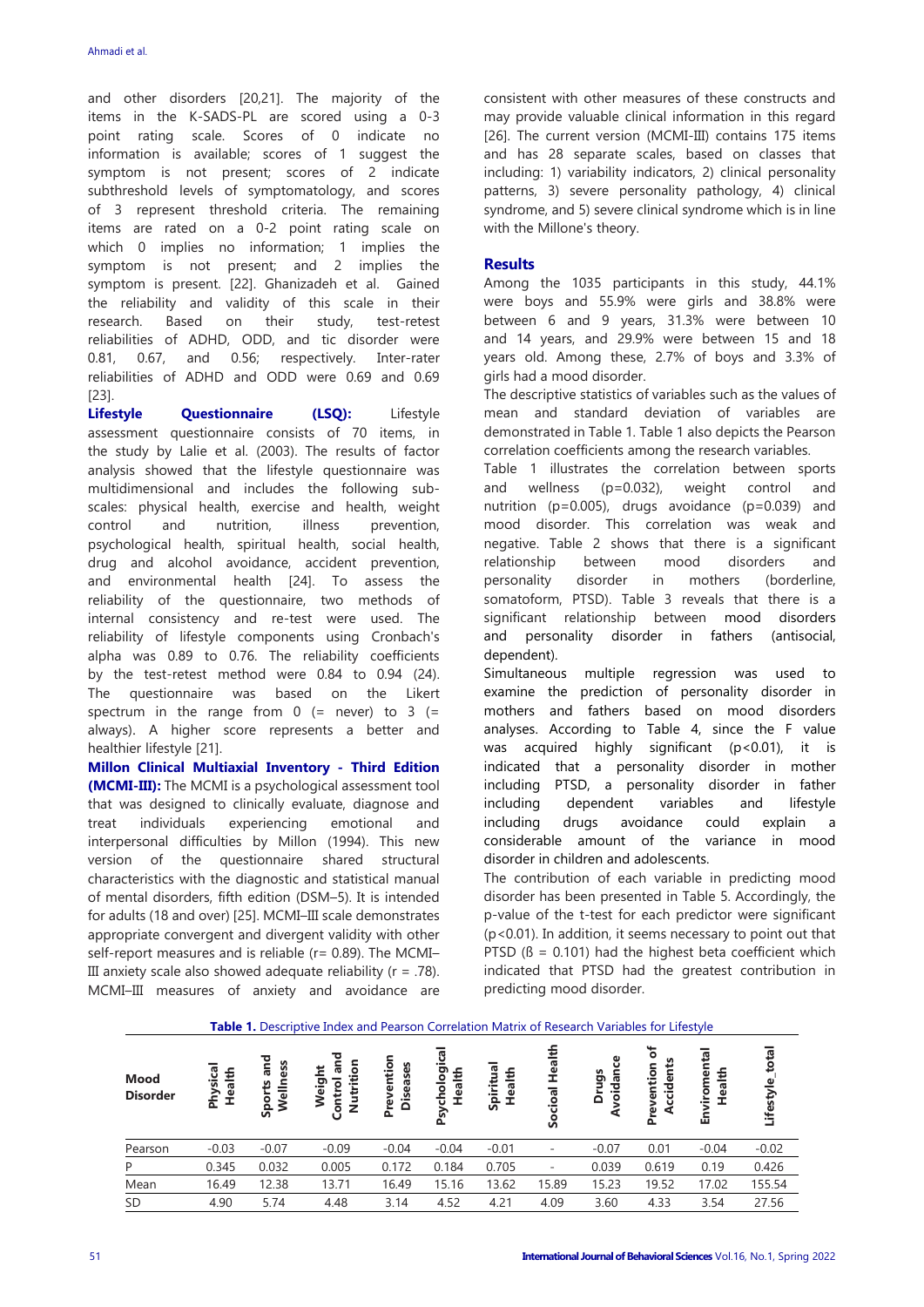and other disorders [20,21]. The majority of the items in the K-SADS-PL are scored using a 0-3 point rating scale. Scores of 0 indicate no information is available; scores of 1 suggest the symptom is not present; scores of 2 indicate subthreshold levels of symptomatology, and scores of 3 represent threshold criteria. The remaining items are rated on a 0-2 point rating scale on which 0 implies no information; 1 implies the symptom is not present; and 2 implies the symptom is present. [22]. Ghanizadeh et al. Gained the reliability and validity of this scale in their research. Based on their study, test-retest reliabilities of ADHD, ODD, and tic disorder were 0.81, 0.67, and 0.56; respectively. Inter-rater reliabilities of ADHD and ODD were 0.69 and 0.69 [23].

**Lifestyle Questionnaire (LSQ):** Lifestyle assessment questionnaire consists of 70 items, in the study by Lalie et al. (2003). The results of factor analysis showed that the lifestyle questionnaire was multidimensional and includes the following sub-scales: physical health, exercise and health, weight control and nutrition, illness prevention, psychological health, spiritual health, social health, drug and alcohol avoidance, accident prevention, and environmental health [24]. To assess the reliability of the questionnaire, two methods of internal consistency and re-test were used. The reliability of lifestyle components using Cronbach's alpha was 0.89 to 0.76. The reliability coefficients by the test-retest method were 0.84 to 0.94 (24). The questionnaire was based on the Likert spectrum in the range from 0 (= never) to 3 (= always). A higher score represents a better and healthier lifestyle [21].

**Millon Clinical Multiaxial Inventory - Third Edition (MCMI-III):** The MCMI is a psychological assessment tool that was designed to clinically evaluate, diagnose and treat individuals experiencing emotional and interpersonal difficulties by Millon (1994). This new version of the questionnaire shared structural characteristics with the diagnostic and statistical manual of mental disorders, fifth edition (DSM–5). It is intended for adults (18 and over) [25]. MCMI–III scale demonstrates appropriate convergent and divergent validity with other self-report measures and is reliable (r= 0.89). The MCMI–III anxiety scale also showed adequate reliability (r = .78). MCMI–III measures of anxiety and avoidance are consistent with other measures of these constructs and may provide valuable clinical information in this regard [26]. The current version (MCMI-III) contains 175 items and has 28 separate scales, based on classes that including: 1) variability indicators, 2) clinical personality patterns, 3) severe personality pathology, 4) clinical syndrome, and 5) severe clinical syndrome which is in line with the Millone's theory.

## Results

Among the 1035 participants in this study, 44.1% were boys and 55.9% were girls and 38.8% were between 6 and 9 years, 31.3% were between 10 and 14 years, and 29.9% were between 15 and 18 years old. Among these, 2.7% of boys and 3.3% of girls had a mood disorder.

The descriptive statistics of variables such as the values of mean and standard deviation of variables are demonstrated in Table 1. Table 1 also depicts the Pearson correlation coefficients among the research variables.

Table 1 illustrates the correlation between sports and wellness (p=0.032), weight control and nutrition (p=0.005), drugs avoidance (p=0.039) and mood disorder. This correlation was weak and negative. Table 2 shows that there is a significant relationship between mood disorders and personality disorder in mothers (borderline, somatoform, PTSD). Table 3 reveals that there is a significant relationship between mood disorders and personality disorder in fathers (antisocial, dependent).

Simultaneous multiple regression was used to examine the prediction of personality disorder in mothers and fathers based on mood disorders analyses. According to Table 4, since the F value was acquired highly significant (p<0.01), it is indicated that a personality disorder in mother including PTSD, a personality disorder in father including dependent variables and lifestyle including drugs avoidance could explain a considerable amount of the variance in mood disorder in children and adolescents.

The contribution of each variable in predicting mood disorder has been presented in Table 5. Accordingly, the p-value of the t-test for each predictor were significant (p<0.01). In addition, it seems necessary to point out that PTSD (ß = 0.101) had the highest beta coefficient which indicated that PTSD had the greatest contribution in predicting mood disorder.

**Table 1.** Descriptive Index and Pearson Correlation Matrix of Research Variables for Lifestyle

| Mood Disorder | Physical Health | Sports and Wellness | Weight Control and Nutrition | Prevention Diseases | Psychological Health | Spiritual Health | Social Health | Drugs Avoidance | Prevention of Accidents | Enviromental Health | Lifestyle_total |
|---|---|---|---|---|---|---|---|---|---|---|---|
| Pearson | -0.03 | -0.07 | -0.09 | -0.04 | -0.04 | -0.01 | - | -0.07 | 0.01 | -0.04 | -0.02 |
| P | 0.345 | 0.032 | 0.005 | 0.172 | 0.184 | 0.705 | - | 0.039 | 0.619 | 0.19 | 0.426 |
| Mean | 16.49 | 12.38 | 13.71 | 16.49 | 15.16 | 13.62 | 15.89 | 15.23 | 19.52 | 17.02 | 155.54 |
| SD | 4.90 | 5.74 | 4.48 | 3.14 | 4.52 | 4.21 | 4.09 | 3.60 | 4.33 | 3.54 | 27.56 |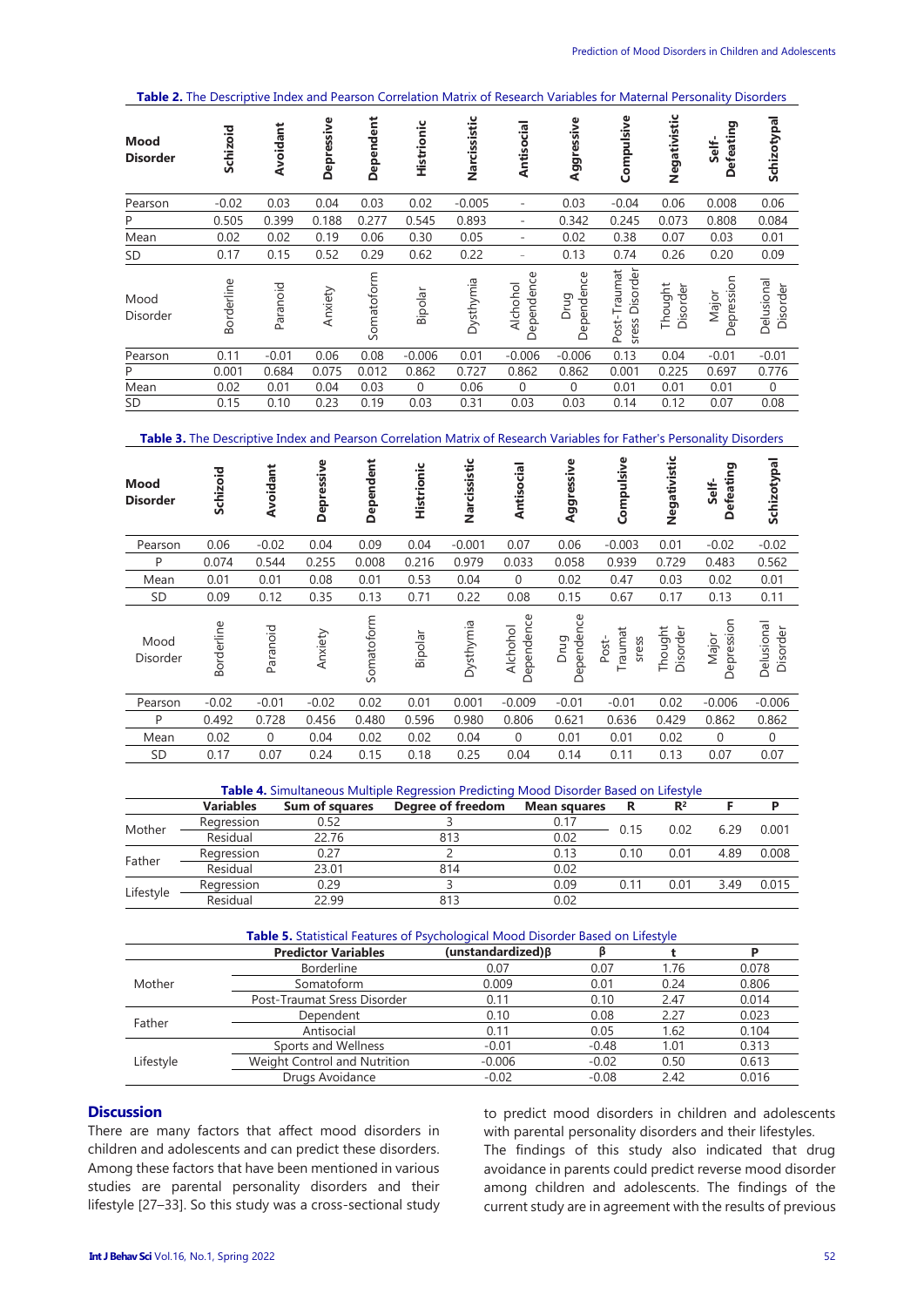**Table 2.** The Descriptive Index and Pearson Correlation Matrix of Research Variables for Maternal Personality Disorders

| Mood Disorder | Schizoid | Avoidant | Depressive | Dependent | Histrionic | Narcissistic | Antisocial | Aggressive | Compulsive | Negativistic | Self-Defeating | Schizotypal |
|---|---|---|---|---|---|---|---|---|---|---|---|---|
| Pearson | -0.02 | 0.03 | 0.04 | 0.03 | 0.02 | -0.005 | - | 0.03 | -0.04 | 0.06 | 0.008 | 0.06 |
| P | 0.505 | 0.399 | 0.188 | 0.277 | 0.545 | 0.893 | - | 0.342 | 0.245 | 0.073 | 0.808 | 0.084 |
| Mean | 0.02 | 0.02 | 0.19 | 0.06 | 0.30 | 0.05 | - | 0.02 | 0.38 | 0.07 | 0.03 | 0.01 |
| SD | 0.17 | 0.15 | 0.52 | 0.29 | 0.62 | 0.22 | - | 0.13 | 0.74 | 0.26 | 0.20 | 0.09 |
| **Mood Disorder** | **Borderline** | **Paranoid** | **Anxiety** | **Somatoform** | **Bipolar** | **Dysthymia** | **Alchohol Dependence** | **Drug Dependence** | **Post-Traumat sress Disorder** | **Thought Disorder** | **Major Depression** | **Delusional Disorder** |
| Pearson | 0.11 | -0.01 | 0.06 | 0.08 | -0.006 | 0.01 | -0.006 | -0.006 | 0.13 | 0.04 | -0.01 | -0.01 |
| P | 0.001 | 0.684 | 0.075 | 0.012 | 0.862 | 0.727 | 0.862 | 0.862 | 0.001 | 0.225 | 0.697 | 0.776 |
| Mean | 0.02 | 0.01 | 0.04 | 0.03 | 0 | 0.06 | 0 | 0 | 0.01 | 0.01 | 0.01 | 0 |
| SD | 0.15 | 0.10 | 0.23 | 0.19 | 0.03 | 0.31 | 0.03 | 0.03 | 0.14 | 0.12 | 0.07 | 0.08 |

**Table 3.** The Descriptive Index and Pearson Correlation Matrix of Research Variables for Father's Personality Disorders

| Mood Disorder | Schizoid | Avoidant | Depressive | Dependent | Histrionic | Narcissistic | Antisocial | Aggressive | Compulsive | Negativistic | Self-Defeating | Schizotypal |
|---|---|---|---|---|---|---|---|---|---|---|---|---|
| Pearson | 0.06 | -0.02 | 0.04 | 0.09 | 0.04 | -0.001 | 0.07 | 0.06 | -0.003 | 0.01 | -0.02 | -0.02 |
| P | 0.074 | 0.544 | 0.255 | 0.008 | 0.216 | 0.979 | 0.033 | 0.058 | 0.939 | 0.729 | 0.483 | 0.562 |
| Mean | 0.01 | 0.01 | 0.08 | 0.01 | 0.53 | 0.04 | 0 | 0.02 | 0.47 | 0.03 | 0.02 | 0.01 |
| SD | 0.09 | 0.12 | 0.35 | 0.13 | 0.71 | 0.22 | 0.08 | 0.15 | 0.67 | 0.17 | 0.13 | 0.11 |
| **Mood Disorder** | **Borderline** | **Paranoid** | **Anxiety** | **Somatoform** | **Bipolar** | **Dysthymia** | **Alchohol Dependence** | **Drug Dependence** | **Post-Traumat sress** | **Thought Disorder** | **Major Depression** | **Delusional Disorder** |
| Pearson | -0.02 | -0.01 | -0.02 | 0.02 | 0.01 | 0.001 | -0.009 | -0.01 | -0.01 | 0.02 | -0.006 | -0.006 |
| P | 0.492 | 0.728 | 0.456 | 0.480 | 0.596 | 0.980 | 0.806 | 0.621 | 0.636 | 0.429 | 0.862 | 0.862 |
| Mean | 0.02 | 0 | 0.04 | 0.02 | 0.02 | 0.04 | 0 | 0.01 | 0.01 | 0.02 | 0 | 0 |
| SD | 0.17 | 0.07 | 0.24 | 0.15 | 0.18 | 0.25 | 0.04 | 0.14 | 0.11 | 0.13 | 0.07 | 0.07 |

**Table 4.** Simultaneous Multiple Regression Predicting Mood Disorder Based on Lifestyle

| | Variables | Sum of squares | Degree of freedom | Mean squares | R | $R^2$ | F | P |
|---|---|---|---|---|---|---|---|---|
| Mother | Regression | 0.52 | 3 | 0.17 | 0.15 | 0.02 | 6.29 | 0.001 |
| | Residual | 22.76 | 813 | 0.02 | | | | |
| Father | Regression | 0.27 | 2 | 0.13 | 0.10 | 0.01 | 4.89 | 0.008 |
| | Residual | 23.01 | 814 | 0.02 | | | | |
| Lifestyle | Regression | 0.29 | 3 | 0.09 | 0.11 | 0.01 | 3.49 | 0.015 |
| | Residual | 22.99 | 813 | 0.02 | | | | |

**Table 5.** Statistical Features of Psychological Mood Disorder Based on Lifestyle

| | Predictor Variables | (unstandardized)β | β | t | P |
|---|---|---|---|---|---|
| Mother | Borderline | 0.07 | 0.07 | 1.76 | 0.078 |
| | Somatoform | 0.009 | 0.01 | 0.24 | 0.806 |
| | Post-Traumat Sress Disorder | 0.11 | 0.10 | 2.47 | 0.014 |
| Father | Dependent | 0.10 | 0.08 | 2.27 | 0.023 |
| | Antisocial | 0.11 | 0.05 | 1.62 | 0.104 |
| Lifestyle | Sports and Wellness | -0.01 | -0.48 | 1.01 | 0.313 |
| | Weight Control and Nutrition | -0.006 | -0.02 | 0.50 | 0.613 |
| | Drugs Avoidance | -0.02 | -0.08 | 2.42 | 0.016 |

## Discussion

There are many factors that affect mood disorders in children and adolescents and can predict these disorders. Among these factors that have been mentioned in various studies are parental personality disorders and their lifestyle [27–33]. So this study was a cross-sectional study to predict mood disorders in children and adolescents with parental personality disorders and their lifestyles.

The findings of this study also indicated that drug avoidance in parents could predict reverse mood disorder among children and adolescents. The findings of the current study are in agreement with the results of previous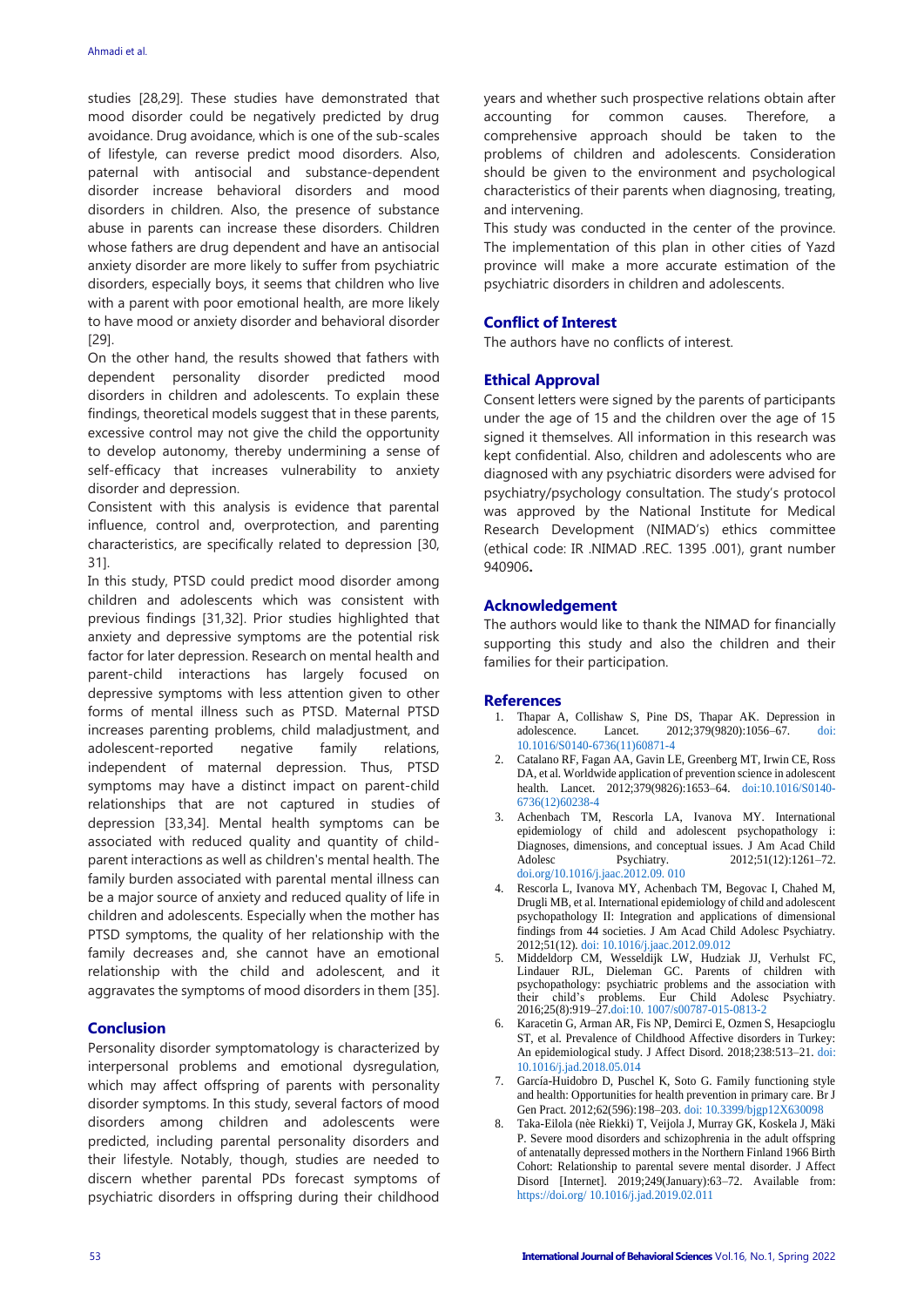studies [28,29]. These studies have demonstrated that mood disorder could be negatively predicted by drug avoidance. Drug avoidance, which is one of the sub-scales of lifestyle, can reverse predict mood disorders. Also, paternal with antisocial and substance-dependent disorder increase behavioral disorders and mood disorders in children. Also, the presence of substance abuse in parents can increase these disorders. Children whose fathers are drug dependent and have an antisocial anxiety disorder are more likely to suffer from psychiatric disorders, especially boys, it seems that children who live with a parent with poor emotional health, are more likely to have mood or anxiety disorder and behavioral disorder [29].

On the other hand, the results showed that fathers with dependent personality disorder predicted mood disorders in children and adolescents. To explain these findings, theoretical models suggest that in these parents, excessive control may not give the child the opportunity to develop autonomy, thereby undermining a sense of self-efficacy that increases vulnerability to anxiety disorder and depression.

Consistent with this analysis is evidence that parental influence, control and, overprotection, and parenting characteristics, are specifically related to depression [30, 31].

In this study, PTSD could predict mood disorder among children and adolescents which was consistent with previous findings [31,32]. Prior studies highlighted that anxiety and depressive symptoms are the potential risk factor for later depression. Research on mental health and parent-child interactions has largely focused on depressive symptoms with less attention given to other forms of mental illness such as PTSD. Maternal PTSD increases parenting problems, child maladjustment, and adolescent-reported negative family relations, independent of maternal depression. Thus, PTSD symptoms may have a distinct impact on parent-child relationships that are not captured in studies of depression [33,34]. Mental health symptoms can be associated with reduced quality and quantity of child-parent interactions as well as children's mental health. The family burden associated with parental mental illness can be a major source of anxiety and reduced quality of life in children and adolescents. Especially when the mother has PTSD symptoms, the quality of her relationship with the family decreases and, she cannot have an emotional relationship with the child and adolescent, and it aggravates the symptoms of mood disorders in them [35].

## Conclusion

Personality disorder symptomatology is characterized by interpersonal problems and emotional dysregulation, which may affect offspring of parents with personality disorder symptoms. In this study, several factors of mood disorders among children and adolescents were predicted, including parental personality disorders and their lifestyle. Notably, though, studies are needed to discern whether parental PDs forecast symptoms of psychiatric disorders in offspring during their childhood years and whether such prospective relations obtain after accounting for common causes. Therefore, a comprehensive approach should be taken to the problems of children and adolescents. Consideration should be given to the environment and psychological characteristics of their parents when diagnosing, treating, and intervening.

This study was conducted in the center of the province. The implementation of this plan in other cities of Yazd province will make a more accurate estimation of the psychiatric disorders in children and adolescents.

## Conflict of Interest

The authors have no conflicts of interest.

## Ethical Approval

Consent letters were signed by the parents of participants under the age of 15 and the children over the age of 15 signed it themselves. All information in this research was kept confidential. Also, children and adolescents who are diagnosed with any psychiatric disorders were advised for psychiatry/psychology consultation. The study's protocol was approved by the National Institute for Medical Research Development (NIMAD's) ethics committee (ethical code: IR .NIMAD .REC. 1395 .001), grant number 940906**.**

## Acknowledgement

The authors would like to thank the NIMAD for financially supporting this study and also the children and their families for their participation.

## References

1. Thapar A, Collishaw S, Pine DS, Thapar AK. Depression in adolescence. Lancet. 2012;379(9820):1056–67. doi: 10.1016/S0140-6736(11)60871-4
2. Catalano RF, Fagan AA, Gavin LE, Greenberg MT, Irwin CE, Ross DA, et al. Worldwide application of prevention science in adolescent health. Lancet. 2012;379(9826):1653–64. doi:10.1016/S0140-6736(12)60238-4
3. Achenbach TM, Rescorla LA, Ivanova MY. International epidemiology of child and adolescent psychopathology i: Diagnoses, dimensions, and conceptual issues. J Am Acad Child Adolesc Psychiatry. 2012;51(12):1261–72. doi.org/10.1016/j.jaac.2012.09. 010
4. Rescorla L, Ivanova MY, Achenbach TM, Begovac I, Chahed M, Drugli MB, et al. International epidemiology of child and adolescent psychopathology II: Integration and applications of dimensional findings from 44 societies. J Am Acad Child Adolesc Psychiatry. 2012;51(12). doi: 10.1016/j.jaac.2012.09.012
5. Middeldorp CM, Wesseldijk LW, Hudziak JJ, Verhulst FC, Lindauer RJL, Dieleman GC. Parents of children with psychopathology: psychiatric problems and the association with their child's problems. Eur Child Adolesc Psychiatry. 2016;25(8):919–27.doi:10. 1007/s00787-015-0813-2
6. Karacetin G, Arman AR, Fis NP, Demirci E, Ozmen S, Hesapcioglu ST, et al. Prevalence of Childhood Affective disorders in Turkey: An epidemiological study. J Affect Disord. 2018;238:513–21. doi: 10.1016/j.jad.2018.05.014
7. García-Huidobro D, Puschel K, Soto G. Family functioning style and health: Opportunities for health prevention in primary care. Br J Gen Pract. 2012;62(596):198–203. doi: 10.3399/bjgp12X630098
8. Taka-Eilola (nèe Riekki) T, Veijola J, Murray GK, Koskela J, Mäki P. Severe mood disorders and schizophrenia in the adult offspring of antenatally depressed mothers in the Northern Finland 1966 Birth Cohort: Relationship to parental severe mental disorder. J Affect Disord [Internet]. 2019;249(January):63–72. Available from: https://doi.org/ 10.1016/j.jad.2019.02.011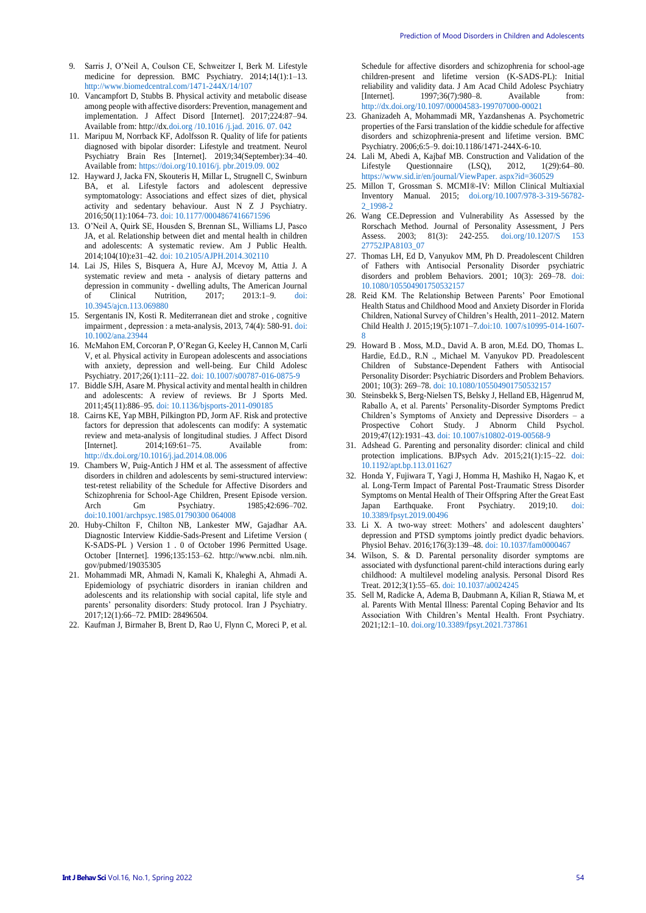9. Sarris J, O'Neil A, Coulson CE, Schweitzer I, Berk M. Lifestyle medicine for depression. BMC Psychiatry. 2014;14(1):1–13. http://www.biomedcentral.com/1471-244X/14/107
10. Vancampfort D, Stubbs B. Physical activity and metabolic disease among people with affective disorders: Prevention, management and implementation. J Affect Disord [Internet]. 2017;224:87–94. Available from: http://dx.doi.org /10.1016 /j.jad. 2016. 07. 042
11. Maripuu M, Norrback KF, Adolfsson R. Quality of life for patients diagnosed with bipolar disorder: Lifestyle and treatment. Neurol Psychiatry Brain Res [Internet]. 2019;34(September):34–40. Available from: https://doi.org/10.1016/j. pbr.2019.09. 002
12. Hayward J, Jacka FN, Skouteris H, Millar L, Strugnell C, Swinburn BA, et al. Lifestyle factors and adolescent depressive symptomatology: Associations and effect sizes of diet, physical activity and sedentary behaviour. Aust N Z J Psychiatry. 2016;50(11):1064–73. doi: 10.1177/0004867416671596
13. O'Neil A, Quirk SE, Housden S, Brennan SL, Williams LJ, Pasco JA, et al. Relationship between diet and mental health in children and adolescents: A systematic review. Am J Public Health. 2014;104(10):e31–42. doi: 10.2105/AJPH.2014.302110
14. Lai JS, Hiles S, Bisquera A, Hure AJ, Mcevoy M, Attia J. A systematic review and meta - analysis of dietary patterns and depression in community - dwelling adults, The American Journal of Clinical Nutrition, 2017; 2013:1–9. doi: 10.3945/ajcn.113.069880
15. Sergentanis IN, Kosti R. Mediterranean diet and stroke , cognitive impairment , depression : a meta-analysis, 2013, 74(4): 580-91. doi: 10.1002/ana.23944
16. McMahon EM, Corcoran P, O'Regan G, Keeley H, Cannon M, Carli V, et al. Physical activity in European adolescents and associations with anxiety, depression and well-being. Eur Child Adolesc Psychiatry. 2017;26(1):111–22. doi: 10.1007/s00787-016-0875-9
17. Biddle SJH, Asare M. Physical activity and mental health in children and adolescents: A review of reviews. Br J Sports Med. 2011;45(11):886–95. doi: 10.1136/bjsports-2011-090185
18. Cairns KE, Yap MBH, Pilkington PD, Jorm AF. Risk and protective factors for depression that adolescents can modify: A systematic review and meta-analysis of longitudinal studies. J Affect Disord [Internet]. 2014;169:61–75. Available from: http://dx.doi.org/10.1016/j.jad.2014.08.006
19. Chambers W, Puig-Antich J HM et al. The assessment of affective disorders in children and adolescents by semi-structured interview: test-retest reliability of the Schedule for Affective Disorders and Schizophrenia for School-Age Children, Present Episode version. Arch Gm Psychiatry. 1985;42:696–702. doi:10.1001/archpsyc.1985.01790300 064008
20. Huby-Chilton F, Chilton NB, Lankester MW, Gajadhar AA. Diagnostic Interview Kiddie-Sads-Present and Lifetime Version ( K-SADS-PL ) Version 1 . 0 of October 1996 Permitted Usage. October [Internet]. 1996;135:153–62. http://www.ncbi. nlm.nih. gov/pubmed/19035305
21. Mohammadi MR, Ahmadi N, Kamali K, Khaleghi A, Ahmadi A. Epidemiology of psychiatric disorders in iranian children and adolescents and its relationship with social capital, life style and parents' personality disorders: Study protocol. Iran J Psychiatry. 2017;12(1):66–72. PMID: 28496504.
22. Kaufman J, Birmaher B, Brent D, Rao U, Flynn C, Moreci P, et al. Schedule for affective disorders and schizophrenia for school-age children-present and lifetime version (K-SADS-PL): Initial reliability and validity data. J Am Acad Child Adolesc Psychiatry [Internet]. 1997;36(7):980–8. Available from: http://dx.doi.org/10.1097/00004583-199707000-00021
23. Ghanizadeh A, Mohammadi MR, Yazdanshenas A. Psychometric properties of the Farsi translation of the kiddie schedule for affective disorders and schizophrenia-present and lifetime version. BMC Psychiatry. 2006;6:5–9. doi:10.1186/1471-244X-6-10.
24. Lali M, Abedi A, Kajbaf MB. Construction and Validation of the Lifestyle Questionnaire (LSQ), 2012, 1(29):64–80. https://www.sid.ir/en/journal/ViewPaper. aspx?id=360529
25. Millon T, Grossman S. MCMI®-IV: Millon Clinical Multiaxial Inventory Manual. 2015; doi.org/10.1007/978-3-319-56782-2_1998-2
26. Wang CE.Depression and Vulnerability As Assessed by the Rorschach Method. Journal of Personality Assessment, J Pers Assess. 2003; 81(3): 242-255. doi.org/10.1207/S 153 27752JPA8103_07
27. Thomas LH, Ed D, Vanyukov MM, Ph D. Preadolescent Children of Fathers with Antisocial Personality Disorder psychiatric disorders and problem Behaviors. 2001; 10(3): 269–78. doi: 10.1080/105504901750532157
28. Reid KM. The Relationship Between Parents' Poor Emotional Health Status and Childhood Mood and Anxiety Disorder in Florida Children, National Survey of Children's Health, 2011–2012. Matern Child Health J. 2015;19(5):1071–7.doi:10. 1007/s10995-014-1607-8
29. Howard B . Moss, M.D., David A. B aron, M.Ed. DO, Thomas L. Hardie, Ed.D., R.N ., Michael M. Vanyukov PD. Preadolescent Children of Substance-Dependent Fathers with Antisocial Personality Disorder: Psychiatric Disorders and Problem Behaviors. 2001; 10(3): 269–78. doi: 10.1080/105504901750532157
30. Steinsbekk S, Berg-Nielsen TS, Belsky J, Helland EB, Hågenrud M, Raballo A, et al. Parents' Personality-Disorder Symptoms Predict Children's Symptoms of Anxiety and Depressive Disorders – a Prospective Cohort Study. J Abnorm Child Psychol. 2019;47(12):1931–43. doi: 10.1007/s10802-019-00568-9
31. Adshead G. Parenting and personality disorder: clinical and child protection implications. BJPsych Adv. 2015;21(1):15–22. doi: 10.1192/apt.bp.113.011627
32. Honda Y, Fujiwara T, Yagi J, Homma H, Mashiko H, Nagao K, et al. Long-Term Impact of Parental Post-Traumatic Stress Disorder Symptoms on Mental Health of Their Offspring After the Great East Japan Earthquake. Front Psychiatry. 2019;10. doi: 10.3389/fpsyt.2019.00496
33. Li X. A two-way street: Mothers' and adolescent daughters' depression and PTSD symptoms jointly predict dyadic behaviors. Physiol Behav. 2016;176(3):139–48. doi: 10.1037/fam0000467
34. Wilson, S. & D. Parental personality disorder symptoms are associated with dysfunctional parent-child interactions during early childhood: A multilevel modeling analysis. Personal Disord Res Treat. 2012;3(1):55–65. doi: 10.1037/a0024245
35. Sell M, Radicke A, Adema B, Daubmann A, Kilian R, Stiawa M, et al. Parents With Mental Illness: Parental Coping Behavior and Its Association With Children's Mental Health. Front Psychiatry. 2021;12:1–10. doi.org/10.3389/fpsyt.2021.737861